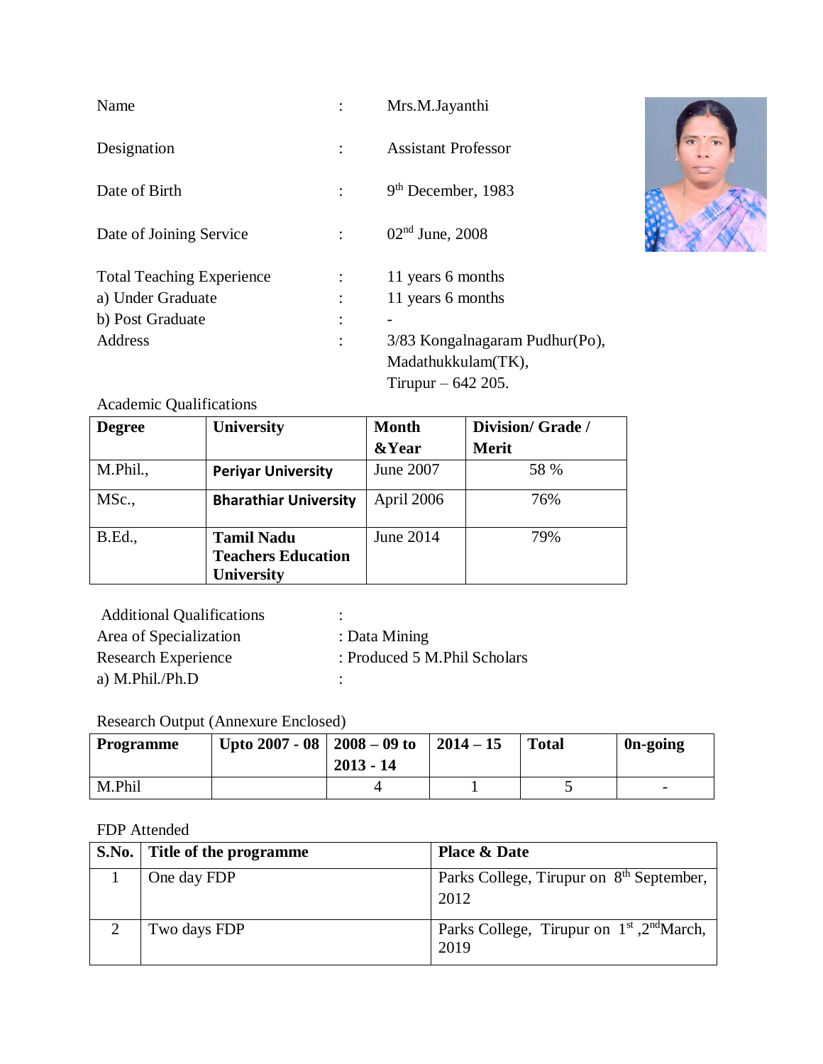| | | |
|---|---|---|
| Name | : | Mrs.M.Jayanthi |
| Designation | : | Assistant Professor |
| Date of Birth | : | 9th December, 1983 |
| Date of Joining Service | : | 02nd June, 2008 |
| Total Teaching Experience | : | 11 years 6 months |
| a) Under Graduate | : | 11 years 6 months |
| b) Post Graduate | : | - |
| Address | : | 3/83 Kongalnagaram Pudhur(Po), Madathukkulam(TK), Tirupur – 642 205. |

Academic Qualifications

| **Degree** | **University** | **Month &Year** | **Division/ Grade / Merit** |
|---|---|---|---|
| M.Phil., | **Periyar University** | June 2007 | 58 % |
| MSc., | **Bharathiar University** | April 2006 | 76% |
| B.Ed., | **Tamil Nadu Teachers Education University** | June 2014 | 79% |

| | |
|---|---|
| Additional Qualifications | : |
| Area of Specialization | : Data Mining |
| Research Experience | : Produced 5 M.Phil Scholars |
| a) M.Phil./Ph.D | : |

Research Output (Annexure Enclosed)

| **Programme** | **Upto 2007 - 08** | **2008 – 09 to 2013 - 14** | **2014 – 15** | **Total** | **On-going** |
|---|---|---|---|---|---|
| M.Phil | | 4 | 1 | 5 | - |

FDP Attended

| **S.No.** | **Title of the programme** | **Place & Date** |
|---|---|---|
| 1 | One day FDP | Parks College, Tirupur on 8th September, 2012 |
| 2 | Two days FDP | Parks College, Tirupur on 1st ,2nd March, 2019 |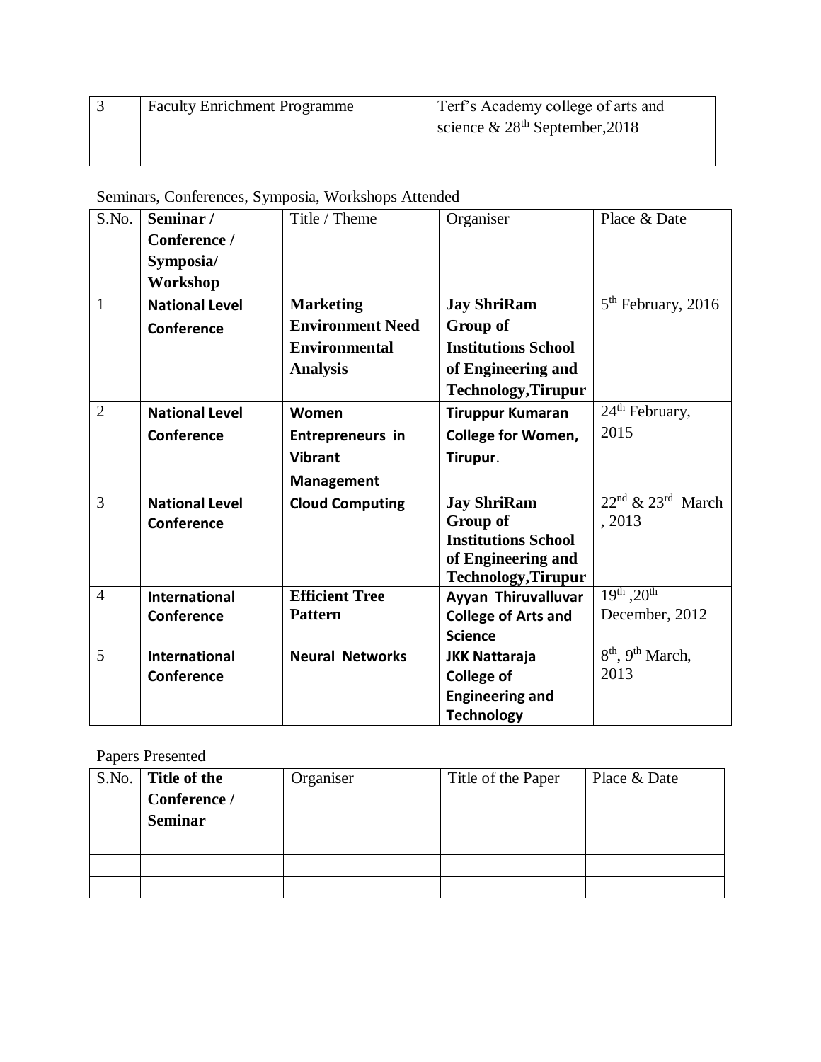| 3 | Faculty Enrichment Programme | Terf's Academy college of arts and science & 28th September,2018 |
|---|---|---|

Seminars, Conferences, Symposia, Workshops Attended

| S.No. | **Seminar / Conference / Symposia/ Workshop** | Title / Theme | Organiser | Place & Date |
|---|---|---|---|---|
| 1 | **National Level Conference** | **Marketing Environment Need Environmental Analysis** | **Jay ShriRam Group of Institutions School of Engineering and Technology,Tirupur** | 5th February, 2016 |
| 2 | **National Level Conference** | **Women Entrepreneurs in Vibrant Management** | **Tiruppur Kumaran College for Women, Tirupur**. | 24th February, 2015 |
| 3 | **National Level Conference** | **Cloud Computing** | **Jay ShriRam Group of Institutions School of Engineering and Technology,Tirupur** | 22nd & 23rd March , 2013 |
| 4 | **International Conference** | **Efficient Tree Pattern** | **Ayyan Thiruvalluvar College of Arts and Science** | 19th ,20th December, 2012 |
| 5 | **International Conference** | **Neural Networks** | **JKK Nattaraja College of Engineering and Technology** | 8th, 9th March, 2013 |

Papers Presented

| S.No. | **Title of the Conference / Seminar** | Organiser | Title of the Paper | Place & Date |
|---|---|---|---|---|
| | | | | |
| | | | | |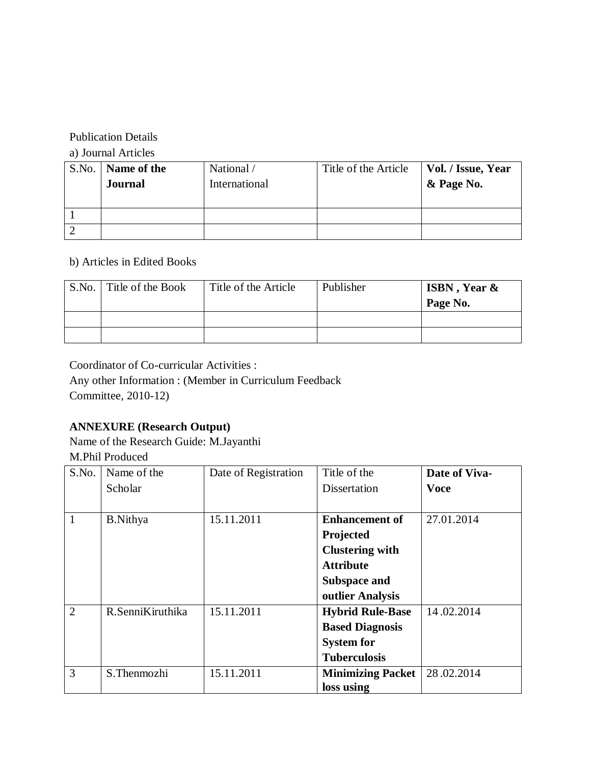Publication Details

a) Journal Articles

| S.No. | **Name of the Journal** | National / International | Title of the Article | **Vol. / Issue, Year & Page No.** |
|---|---|---|---|---|
| 1 | | | | |
| 2 | | | | |

b) Articles in Edited Books

| S.No. | Title of the Book | Title of the Article | Publisher | **ISBN , Year & Page No.** |
|---|---|---|---|---|
| | | | | |
| | | | | |

Coordinator of Co-curricular Activities :

Any other Information : (Member in Curriculum Feedback Committee, 2010-12)

**ANNEXURE (Research Output)**

Name of the Research Guide: M.Jayanthi

M.Phil Produced

| S.No. | Name of the Scholar | Date of Registration | Title of the Dissertation | **Date of Viva-Voce** |
|---|---|---|---|---|
| 1 | B.Nithya | 15.11.2011 | **Enhancement of Projected Clustering with Attribute Subspace and outlier Analysis** | 27.01.2014 |
| 2 | R.SenniKiruthika | 15.11.2011 | **Hybrid Rule-Base Based Diagnosis System for Tuberculosis** | 14 .02.2014 |
| 3 | S.Thenmozhi | 15.11.2011 | **Minimizing Packet loss using** | 28 .02.2014 |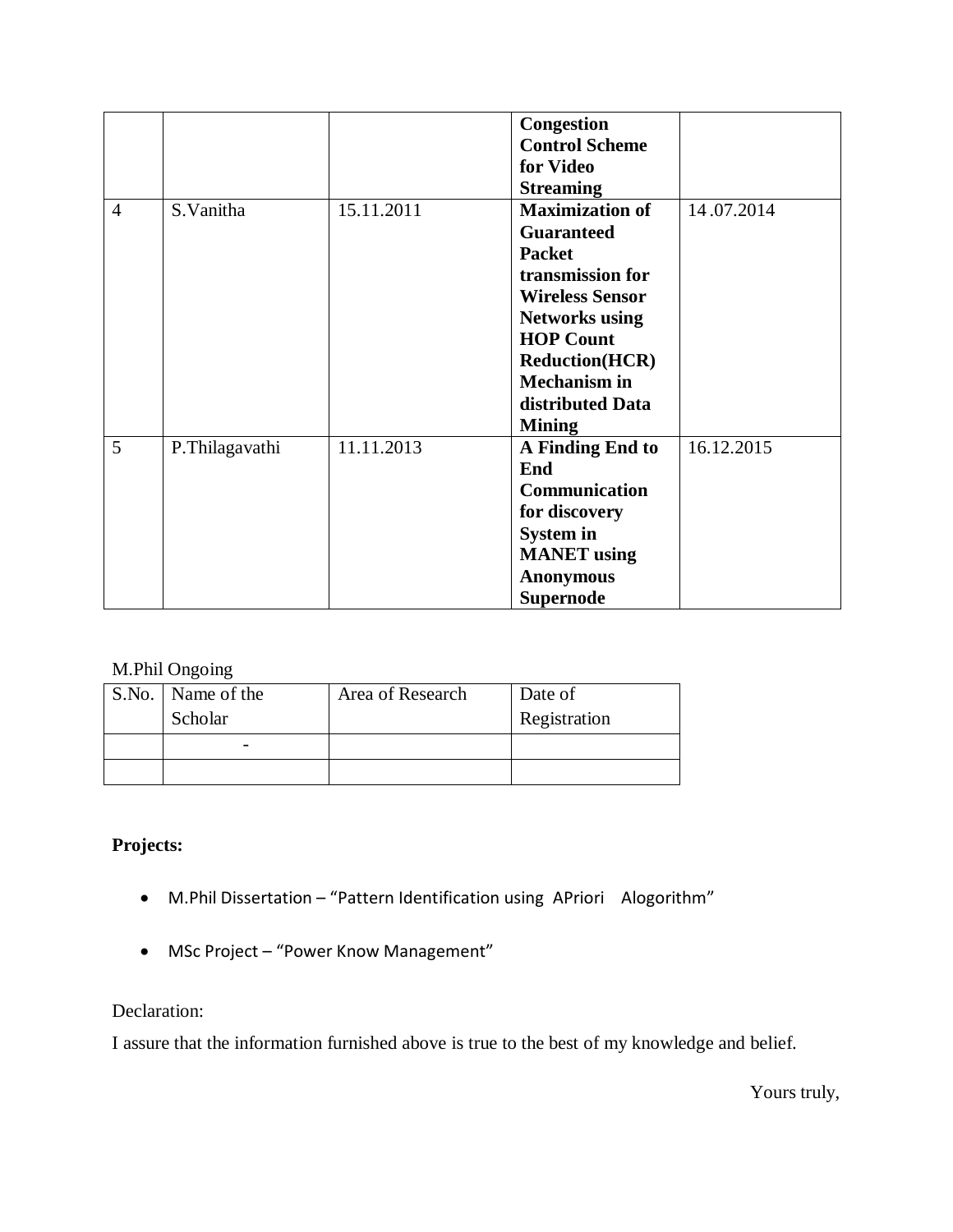| | | | | |
|---|---|---|---|---|
| | | | **Congestion Control Scheme for Video Streaming** | |
| 4 | S.Vanitha | 15.11.2011 | **Maximization of Guaranteed Packet transmission for Wireless Sensor Networks using HOP Count Reduction(HCR) Mechanism in distributed Data Mining** | 14 .07.2014 |
| 5 | P.Thilagavathi | 11.11.2013 | **A Finding End to End Communication for discovery System in MANET using Anonymous Supernode** | 16.12.2015 |

M.Phil Ongoing

| S.No. | Name of the Scholar | Area of Research | Date of Registration |
|---|---|---|---|
| | - | | |
| | | | |

**Projects:**

- M.Phil Dissertation – "Pattern Identification using APriori Alogorithm"
- MSc Project – "Power Know Management"

Declaration:

I assure that the information furnished above is true to the best of my knowledge and belief.

Yours truly,